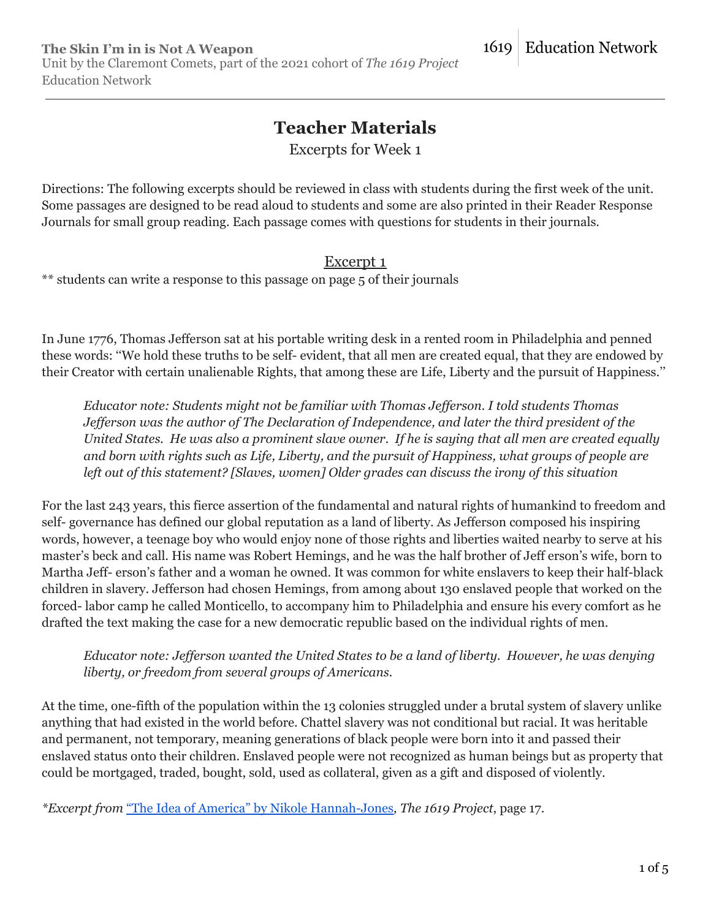**The Skin I'm in is Not A Weapon**
Unit by the Claremont Comets, part of the 2021 cohort of *The 1619 Project* Education Network

1619 | Education Network

# Teacher Materials

Excerpts for Week 1

Directions: The following excerpts should be reviewed in class with students during the first week of the unit. Some passages are designed to be read aloud to students and some are also printed in their Reader Response Journals for small group reading. Each passage comes with questions for students in their journals.

## Excerpt 1

** students can write a response to this passage on page 5 of their journals

In June 1776, Thomas Jefferson sat at his portable writing desk in a rented room in Philadelphia and penned these words: "We hold these truths to be self- evident, that all men are created equal, that they are endowed by their Creator with certain unalienable Rights, that among these are Life, Liberty and the pursuit of Happiness."

> *Educator note: Students might not be familiar with Thomas Jefferson. I told students Thomas Jefferson was the author of The Declaration of Independence, and later the third president of the United States. He was also a prominent slave owner. If he is saying that all men are created equally and born with rights such as Life, Liberty, and the pursuit of Happiness, what groups of people are left out of this statement? [Slaves, women] Older grades can discuss the irony of this situation*

For the last 243 years, this fierce assertion of the fundamental and natural rights of humankind to freedom and self- governance has defined our global reputation as a land of liberty. As Jefferson composed his inspiring words, however, a teenage boy who would enjoy none of those rights and liberties waited nearby to serve at his master's beck and call. His name was Robert Hemings, and he was the half brother of Jeff erson's wife, born to Martha Jeff- erson's father and a woman he owned. It was common for white enslavers to keep their half-black children in slavery. Jefferson had chosen Hemings, from among about 130 enslaved people that worked on the forced- labor camp he called Monticello, to accompany him to Philadelphia and ensure his every comfort as he drafted the text making the case for a new democratic republic based on the individual rights of men.

> *Educator note: Jefferson wanted the United States to be a land of liberty. However, he was denying liberty, or freedom from several groups of Americans.*

At the time, one-fifth of the population within the 13 colonies struggled under a brutal system of slavery unlike anything that had existed in the world before. Chattel slavery was not conditional but racial. It was heritable and permanent, not temporary, meaning generations of black people were born into it and passed their enslaved status onto their children. Enslaved people were not recognized as human beings but as property that could be mortgaged, traded, bought, sold, used as collateral, given as a gift and disposed of violently.

**Excerpt from* "The Idea of America" by Nikole Hannah-Jones*, The 1619 Project*, page 17.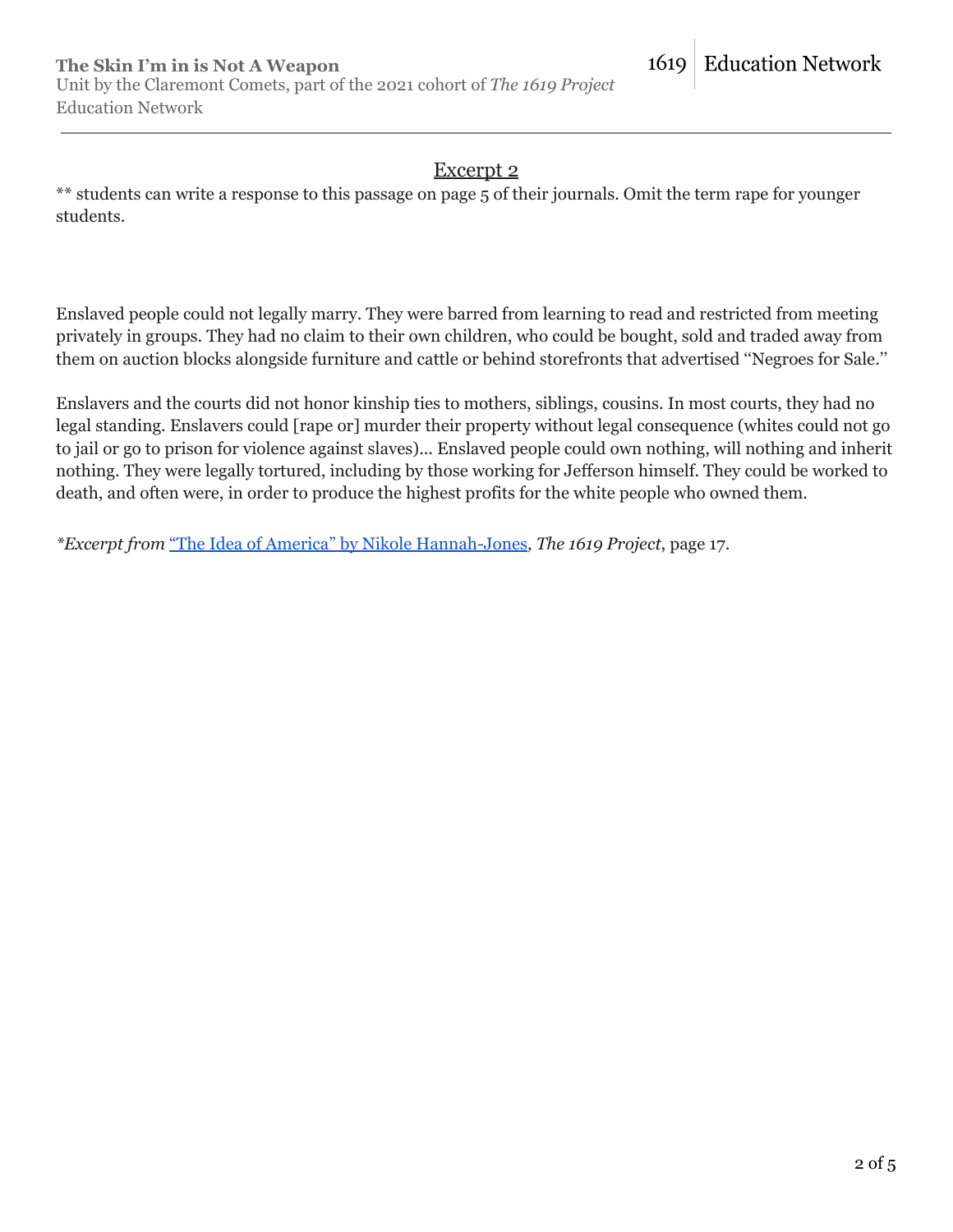## Excerpt 2

** students can write a response to this passage on page 5 of their journals. Omit the term rape for younger students.

Enslaved people could not legally marry. They were barred from learning to read and restricted from meeting privately in groups. They had no claim to their own children, who could be bought, sold and traded away from them on auction blocks alongside furniture and cattle or behind storefronts that advertised "Negroes for Sale."

Enslavers and the courts did not honor kinship ties to mothers, siblings, cousins. In most courts, they had no legal standing. Enslavers could [rape or] murder their property without legal consequence (whites could not go to jail or go to prison for violence against slaves)... Enslaved people could own nothing, will nothing and inherit nothing. They were legally tortured, including by those working for Jefferson himself. They could be worked to death, and often were, in order to produce the highest profits for the white people who owned them.

**Excerpt from* "The Idea of America" by Nikole Hannah-Jones, *The 1619 Project*, page 17.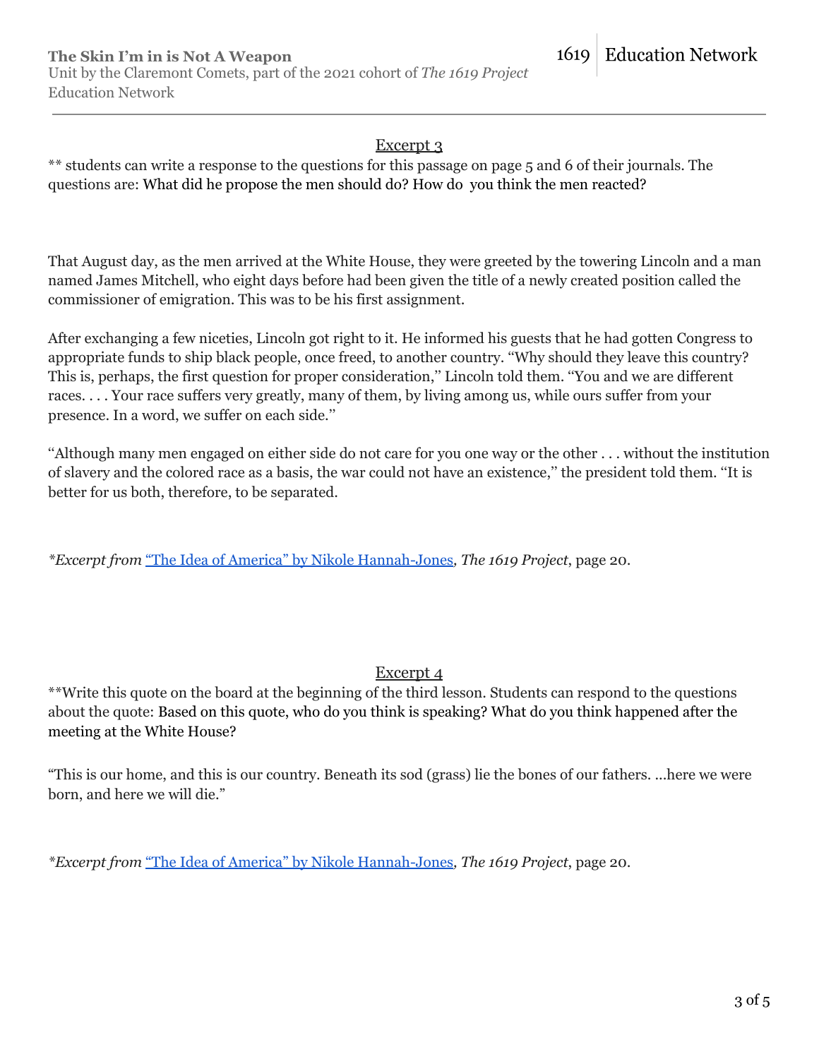## Excerpt 3

** students can write a response to the questions for this passage on page 5 and 6 of their journals. The questions are: What did he propose the men should do? How do  you think the men reacted?

That August day, as the men arrived at the White House, they were greeted by the towering Lincoln and a man named James Mitchell, who eight days before had been given the title of a newly created position called the commissioner of emigration. This was to be his first assignment.

After exchanging a few niceties, Lincoln got right to it. He informed his guests that he had gotten Congress to appropriate funds to ship black people, once freed, to another country. "Why should they leave this country? This is, perhaps, the first question for proper consideration," Lincoln told them. "You and we are different races. . . . Your race suffers very greatly, many of them, by living among us, while ours suffer from your presence. In a word, we suffer on each side."

"Although many men engaged on either side do not care for you one way or the other . . . without the institution of slavery and the colored race as a basis, the war could not have an existence," the president told them. "It is better for us both, therefore, to be separated.

**Excerpt from* ["The Idea of America" by Nikole Hannah-Jones](), *The 1619 Project*, page 20.

## Excerpt 4

**Write this quote on the board at the beginning of the third lesson. Students can respond to the questions about the quote: Based on this quote, who do you think is speaking? What do you think happened after the meeting at the White House?

"This is our home, and this is our country. Beneath its sod (grass) lie the bones of our fathers. ...here we were born, and here we will die."

**Excerpt from* ["The Idea of America" by Nikole Hannah-Jones](), *The 1619 Project*, page 20.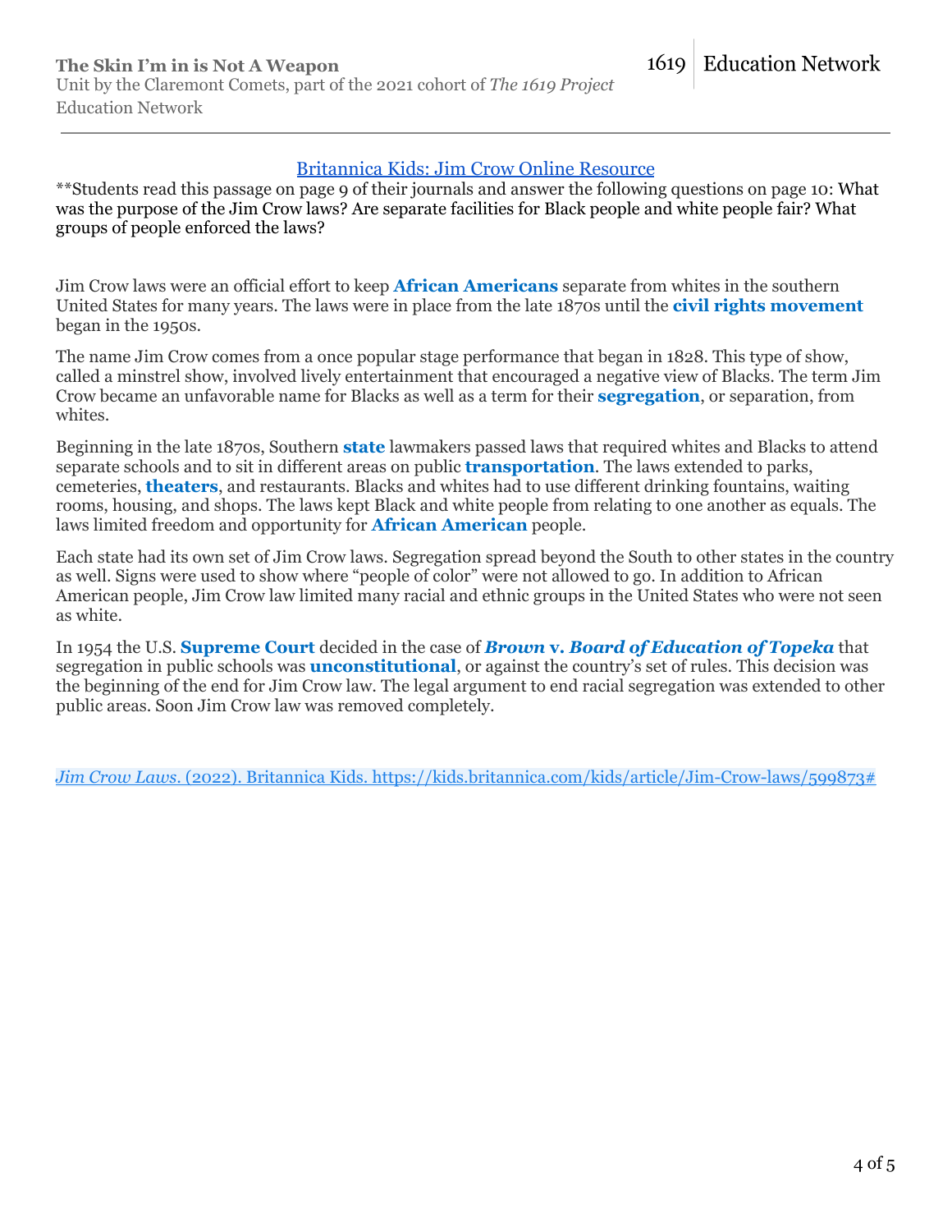[Britannica Kids: Jim Crow Online Resource](https://kids.britannica.com/kids/article/Jim-Crow-laws/599873#)

**Students read this passage on page 9 of their journals and answer the following questions on page 10: What was the purpose of the Jim Crow laws? Are separate facilities for Black people and white people fair? What groups of people enforced the laws?

Jim Crow laws were an official effort to keep **African Americans** separate from whites in the southern United States for many years. The laws were in place from the late 1870s until the **civil rights movement** began in the 1950s.

The name Jim Crow comes from a once popular stage performance that began in 1828. This type of show, called a minstrel show, involved lively entertainment that encouraged a negative view of Blacks. The term Jim Crow became an unfavorable name for Blacks as well as a term for their **segregation**, or separation, from whites.

Beginning in the late 1870s, Southern **state** lawmakers passed laws that required whites and Blacks to attend separate schools and to sit in different areas on public **transportation**. The laws extended to parks, cemeteries, **theaters**, and restaurants. Blacks and whites had to use different drinking fountains, waiting rooms, housing, and shops. The laws kept Black and white people from relating to one another as equals. The laws limited freedom and opportunity for **African American** people.

Each state had its own set of Jim Crow laws. Segregation spread beyond the South to other states in the country as well. Signs were used to show where "people of color" were not allowed to go. In addition to African American people, Jim Crow law limited many racial and ethnic groups in the United States who were not seen as white.

In 1954 the U.S. **Supreme Court** decided in the case of ***Brown* v. *Board of Education of Topeka*** that segregation in public schools was **unconstitutional**, or against the country's set of rules. This decision was the beginning of the end for Jim Crow law. The legal argument to end racial segregation was extended to other public areas. Soon Jim Crow law was removed completely.

*Jim Crow Laws*. (2022). Britannica Kids. https://kids.britannica.com/kids/article/Jim-Crow-laws/599873#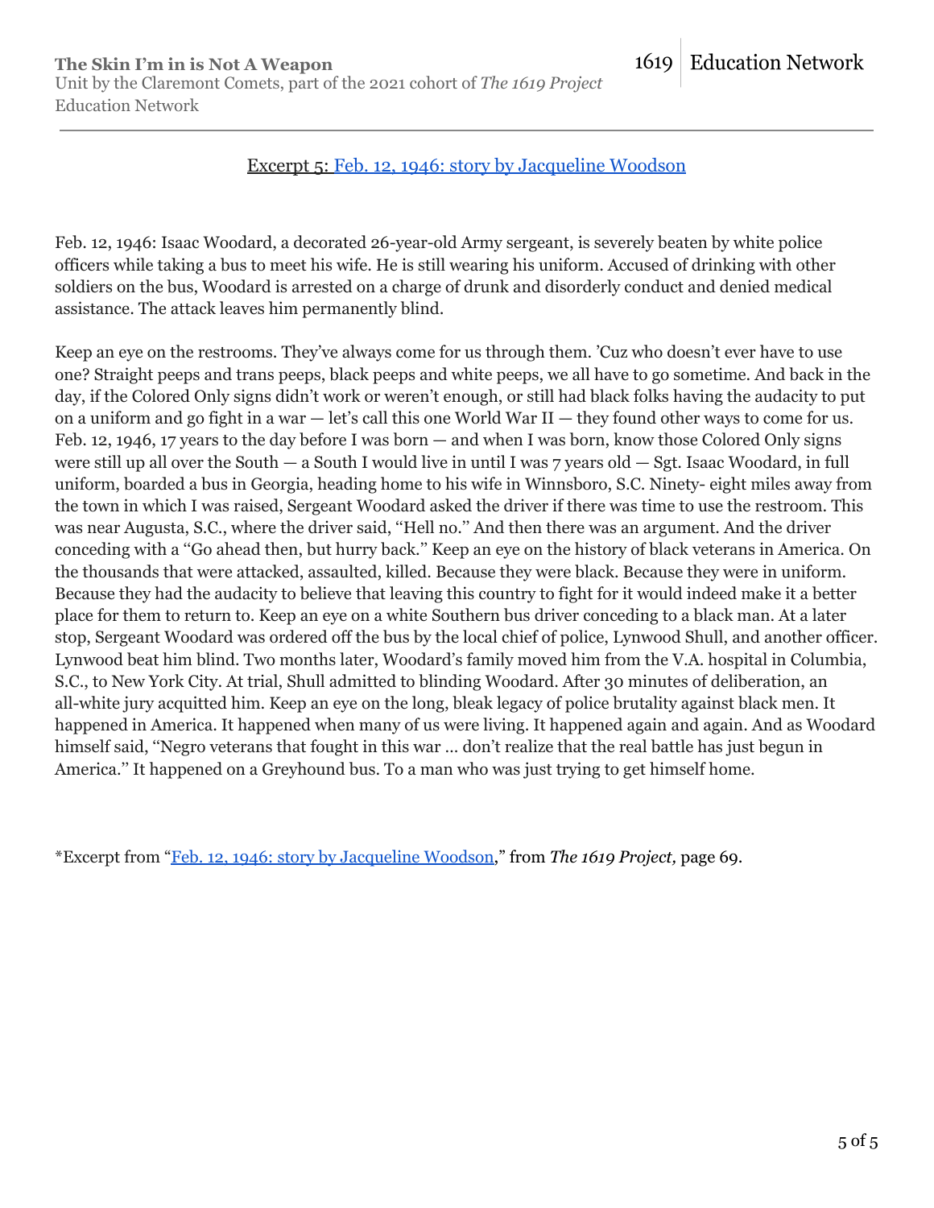Excerpt 5: Feb. 12, 1946: story by Jacqueline Woodson

Feb. 12, 1946: Isaac Woodard, a decorated 26-year-old Army sergeant, is severely beaten by white police officers while taking a bus to meet his wife. He is still wearing his uniform. Accused of drinking with other soldiers on the bus, Woodard is arrested on a charge of drunk and disorderly conduct and denied medical assistance. The attack leaves him permanently blind.

Keep an eye on the restrooms. They've always come for us through them. 'Cuz who doesn't ever have to use one? Straight peeps and trans peeps, black peeps and white peeps, we all have to go sometime. And back in the day, if the Colored Only signs didn't work or weren't enough, or still had black folks having the audacity to put on a uniform and go fight in a war — let's call this one World War II — they found other ways to come for us. Feb. 12, 1946, 17 years to the day before I was born — and when I was born, know those Colored Only signs were still up all over the South — a South I would live in until I was 7 years old — Sgt. Isaac Woodard, in full uniform, boarded a bus in Georgia, heading home to his wife in Winnsboro, S.C. Ninety- eight miles away from the town in which I was raised, Sergeant Woodard asked the driver if there was time to use the restroom. This was near Augusta, S.C., where the driver said, "Hell no." And then there was an argument. And the driver conceding with a "Go ahead then, but hurry back." Keep an eye on the history of black veterans in America. On the thousands that were attacked, assaulted, killed. Because they were black. Because they were in uniform. Because they had the audacity to believe that leaving this country to fight for it would indeed make it a better place for them to return to. Keep an eye on a white Southern bus driver conceding to a black man. At a later stop, Sergeant Woodard was ordered off the bus by the local chief of police, Lynwood Shull, and another officer. Lynwood beat him blind. Two months later, Woodard's family moved him from the V.A. hospital in Columbia, S.C., to New York City. At trial, Shull admitted to blinding Woodard. After 30 minutes of deliberation, an all-white jury acquitted him. Keep an eye on the long, bleak legacy of police brutality against black men. It happened in America. It happened when many of us were living. It happened again and again. And as Woodard himself said, "Negro veterans that fought in this war ... don't realize that the real battle has just begun in America." It happened on a Greyhound bus. To a man who was just trying to get himself home.

*Excerpt from "Feb. 12, 1946: story by Jacqueline Woodson," from *The 1619 Project,* page 69.